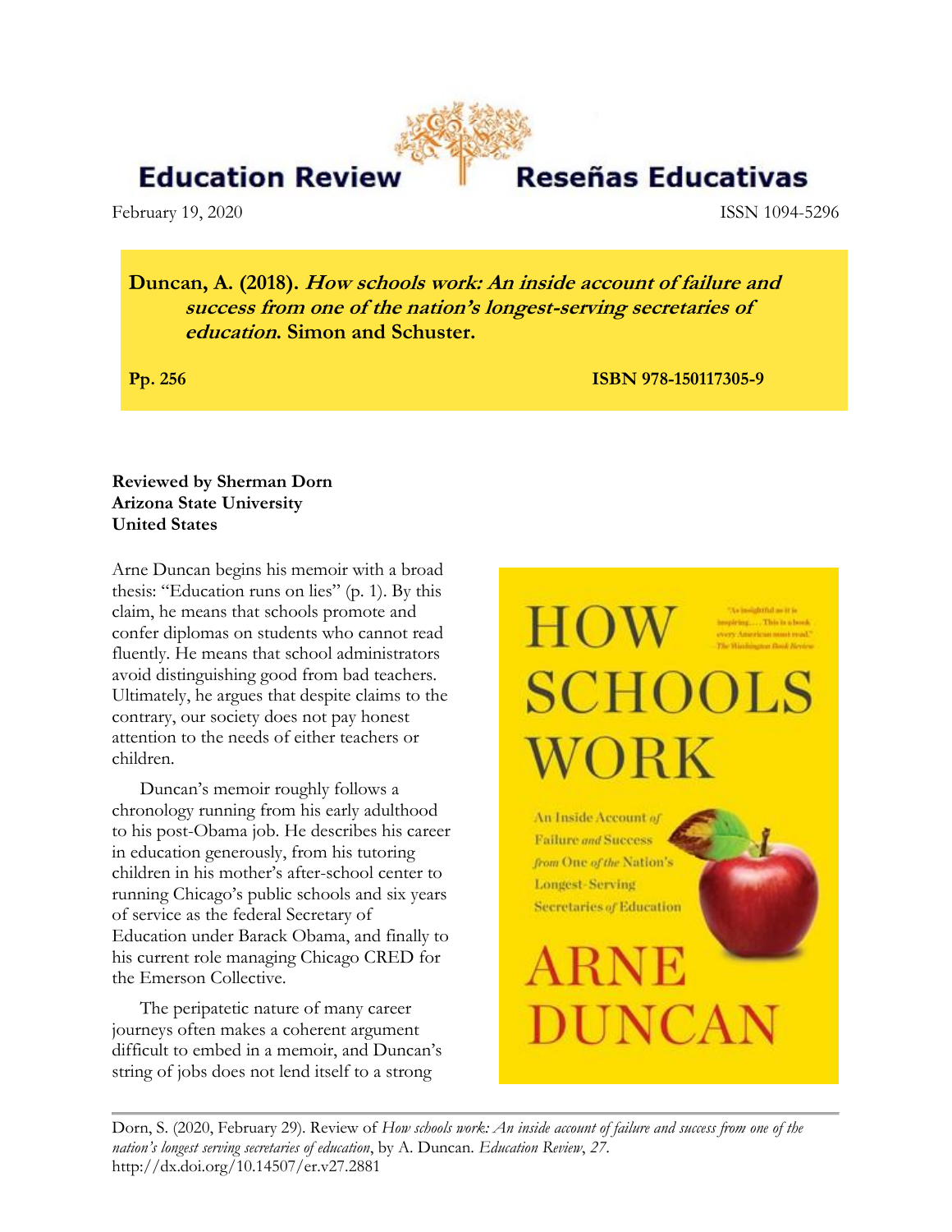Education Review | Reseñas Educativas

February 19, 2020 ISSN 1094-5296

**Duncan, A. (2018).** ***How schools work: An inside account of failure and success from one of the nation's longest-serving secretaries of education.*** **Simon and Schuster.**

**Pp. 256** **ISBN 978-150117305-9**

**Reviewed by Sherman Dorn**
**Arizona State University**
**United States**

Arne Duncan begins his memoir with a broad thesis: "Education runs on lies" (p. 1). By this claim, he means that schools promote and confer diplomas on students who cannot read fluently. He means that school administrators avoid distinguishing good from bad teachers. Ultimately, he argues that despite claims to the contrary, our society does not pay honest attention to the needs of either teachers or children.

Duncan's memoir roughly follows a chronology running from his early adulthood to his post-Obama job. He describes his career in education generously, from his tutoring children in his mother's after-school center to running Chicago's public schools and six years of service as the federal Secretary of Education under Barack Obama, and finally to his current role managing Chicago CRED for the Emerson Collective.

The peripatetic nature of many career journeys often makes a coherent argument difficult to embed in a memoir, and Duncan's string of jobs does not lend itself to a strong

Dorn, S. (2020, February 29). Review of *How schools work: An inside account of failure and success from one of the nation's longest serving secretaries of education*, by A. Duncan. *Education Review*, *27*. http://dx.doi.org/10.14507/er.v27.2881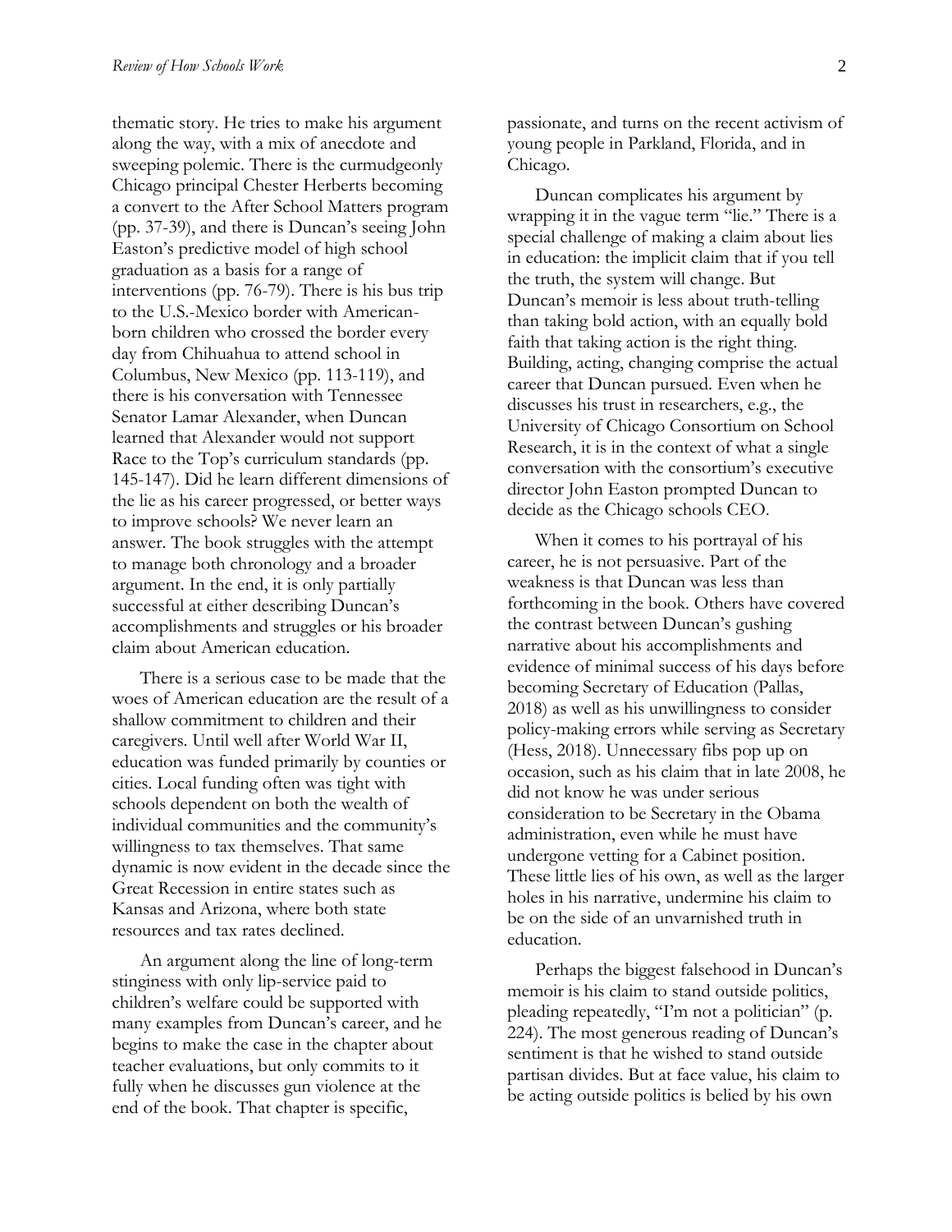thematic story. He tries to make his argument along the way, with a mix of anecdote and sweeping polemic. There is the curmudgeonly Chicago principal Chester Herberts becoming a convert to the After School Matters program (pp. 37-39), and there is Duncan's seeing John Easton's predictive model of high school graduation as a basis for a range of interventions (pp. 76-79). There is his bus trip to the U.S.-Mexico border with American-born children who crossed the border every day from Chihuahua to attend school in Columbus, New Mexico (pp. 113-119), and there is his conversation with Tennessee Senator Lamar Alexander, when Duncan learned that Alexander would not support Race to the Top's curriculum standards (pp. 145-147). Did he learn different dimensions of the lie as his career progressed, or better ways to improve schools? We never learn an answer. The book struggles with the attempt to manage both chronology and a broader argument. In the end, it is only partially successful at either describing Duncan's accomplishments and struggles or his broader claim about American education.

There is a serious case to be made that the woes of American education are the result of a shallow commitment to children and their caregivers. Until well after World War II, education was funded primarily by counties or cities. Local funding often was tight with schools dependent on both the wealth of individual communities and the community's willingness to tax themselves. That same dynamic is now evident in the decade since the Great Recession in entire states such as Kansas and Arizona, where both state resources and tax rates declined.

An argument along the line of long-term stinginess with only lip-service paid to children's welfare could be supported with many examples from Duncan's career, and he begins to make the case in the chapter about teacher evaluations, but only commits to it fully when he discusses gun violence at the end of the book. That chapter is specific, passionate, and turns on the recent activism of young people in Parkland, Florida, and in Chicago.

Duncan complicates his argument by wrapping it in the vague term "lie." There is a special challenge of making a claim about lies in education: the implicit claim that if you tell the truth, the system will change. But Duncan's memoir is less about truth-telling than taking bold action, with an equally bold faith that taking action is the right thing. Building, acting, changing comprise the actual career that Duncan pursued. Even when he discusses his trust in researchers, e.g., the University of Chicago Consortium on School Research, it is in the context of what a single conversation with the consortium's executive director John Easton prompted Duncan to decide as the Chicago schools CEO.

When it comes to his portrayal of his career, he is not persuasive. Part of the weakness is that Duncan was less than forthcoming in the book. Others have covered the contrast between Duncan's gushing narrative about his accomplishments and evidence of minimal success of his days before becoming Secretary of Education (Pallas, 2018) as well as his unwillingness to consider policy-making errors while serving as Secretary (Hess, 2018). Unnecessary fibs pop up on occasion, such as his claim that in late 2008, he did not know he was under serious consideration to be Secretary in the Obama administration, even while he must have undergone vetting for a Cabinet position. These little lies of his own, as well as the larger holes in his narrative, undermine his claim to be on the side of an unvarnished truth in education.

Perhaps the biggest falsehood in Duncan's memoir is his claim to stand outside politics, pleading repeatedly, "I'm not a politician" (p. 224). The most generous reading of Duncan's sentiment is that he wished to stand outside partisan divides. But at face value, his claim to be acting outside politics is belied by his own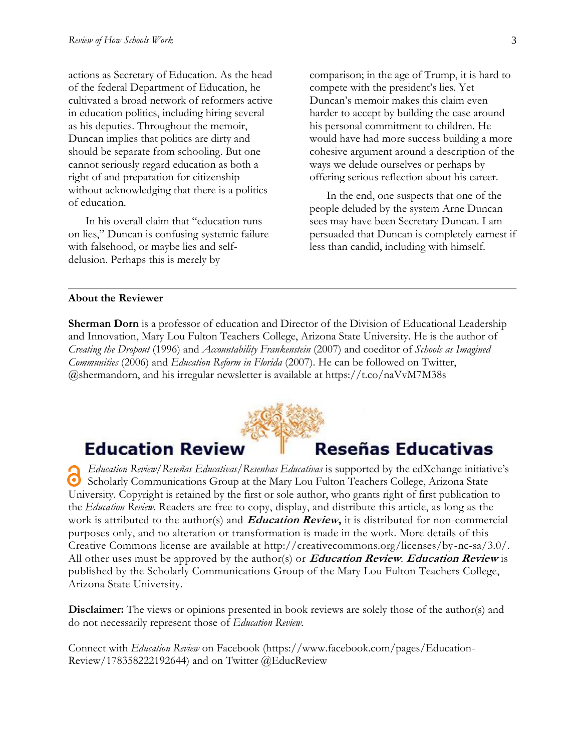actions as Secretary of Education. As the head of the federal Department of Education, he cultivated a broad network of reformers active in education politics, including hiring several as his deputies. Throughout the memoir, Duncan implies that politics are dirty and should be separate from schooling. But one cannot seriously regard education as both a right of and preparation for citizenship without acknowledging that there is a politics of education.

In his overall claim that "education runs on lies," Duncan is confusing systemic failure with falsehood, or maybe lies and self-delusion. Perhaps this is merely by comparison; in the age of Trump, it is hard to compete with the president's lies. Yet Duncan's memoir makes this claim even harder to accept by building the case around his personal commitment to children. He would have had more success building a more cohesive argument around a description of the ways we delude ourselves or perhaps by offering serious reflection about his career.

In the end, one suspects that one of the people deluded by the system Arne Duncan sees may have been Secretary Duncan. I am persuaded that Duncan is completely earnest if less than candid, including with himself.

---

**About the Reviewer**

**Sherman Dorn** is a professor of education and Director of the Division of Educational Leadership and Innovation, Mary Lou Fulton Teachers College, Arizona State University. He is the author of *Creating the Dropout* (1996) and *Accountability Frankenstein* (2007) and coeditor of *Schools as Imagined Communities* (2006) and *Education Reform in Florida* (2007). He can be followed on Twitter, @shermandorn, and his irregular newsletter is available at https://t.co/naVvM7M38s

**Education Review** **Reseñas Educativas**

*Education Review/Reseñas Educativas/Resenhas Educativas* is supported by the edXchange initiative's Scholarly Communications Group at the Mary Lou Fulton Teachers College, Arizona State University. Copyright is retained by the first or sole author, who grants right of first publication to the *Education Review*. Readers are free to copy, display, and distribute this article, as long as the work is attributed to the author(s) and ***Education Review*****,** it is distributed for non-commercial purposes only, and no alteration or transformation is made in the work. More details of this Creative Commons license are available at http://creativecommons.org/licenses/by-nc-sa/3.0/. All other uses must be approved by the author(s) or ***Education Review***. ***Education Review*** is published by the Scholarly Communications Group of the Mary Lou Fulton Teachers College, Arizona State University.

**Disclaimer:** The views or opinions presented in book reviews are solely those of the author(s) and do not necessarily represent those of *Education Review*.

Connect with *Education Review* on Facebook (https://www.facebook.com/pages/Education-Review/178358222192644) and on Twitter @EducReview